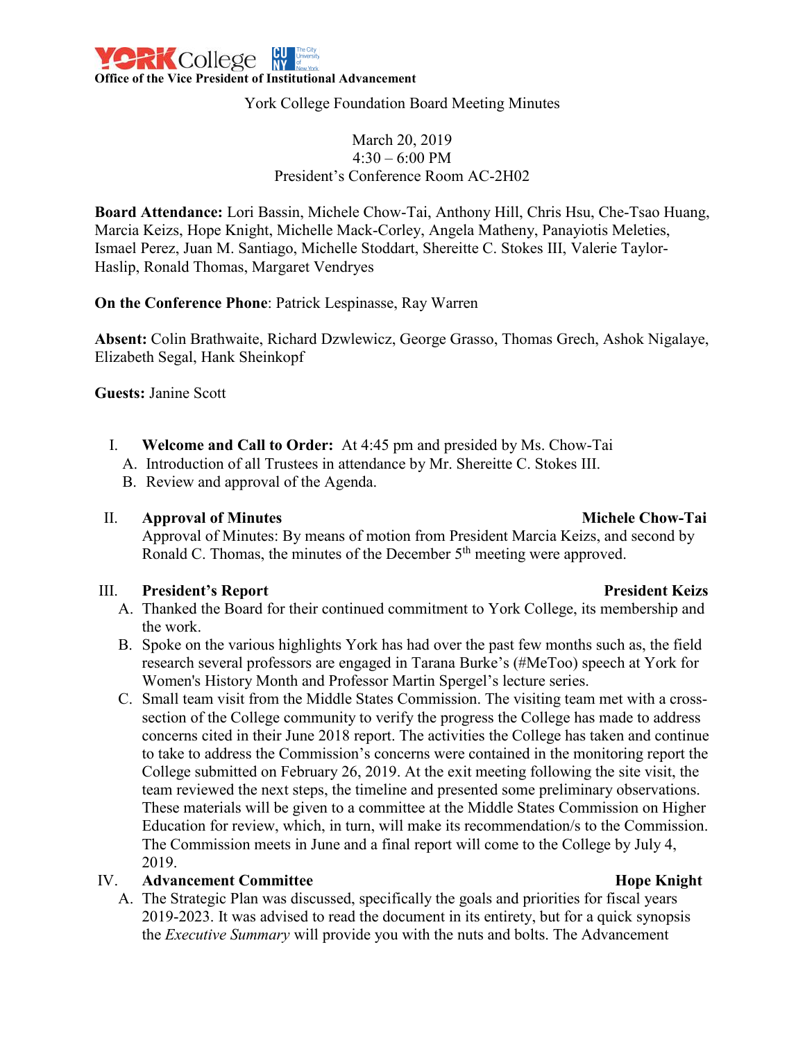**YORK College** CUNY The City University of New York

**Office of the Vice President of Institutional Advancement**

York College Foundation Board Meeting Minutes

March 20, 2019
4:30 – 6:00 PM
President's Conference Room AC-2H02

**Board Attendance:** Lori Bassin, Michele Chow-Tai, Anthony Hill, Chris Hsu, Che-Tsao Huang, Marcia Keizs, Hope Knight, Michelle Mack-Corley, Angela Matheny, Panayiotis Meleties, Ismael Perez, Juan M. Santiago, Michelle Stoddart, Shereitte C. Stokes III, Valerie Taylor-Haslip, Ronald Thomas, Margaret Vendryes

**On the Conference Phone**: Patrick Lespinasse, Ray Warren

**Absent:** Colin Brathwaite, Richard Dzwlewicz, George Grasso, Thomas Grech, Ashok Nigalaye, Elizabeth Segal, Hank Sheinkopf

**Guests:** Janine Scott

I. **Welcome and Call to Order:** At 4:45 pm and presided by Ms. Chow-Tai
   A. Introduction of all Trustees in attendance by Mr. Shereitte C. Stokes III.
   B. Review and approval of the Agenda.

II. **Approval of Minutes** — **Michele Chow-Tai**
   Approval of Minutes: By means of motion from President Marcia Keizs, and second by Ronald C. Thomas, the minutes of the December 5th meeting were approved.

III. **President's Report** — **President Keizs**
   A. Thanked the Board for their continued commitment to York College, its membership and the work.
   B. Spoke on the various highlights York has had over the past few months such as, the field research several professors are engaged in Tarana Burke's (#MeToo) speech at York for Women's History Month and Professor Martin Spergel's lecture series.
   C. Small team visit from the Middle States Commission. The visiting team met with a cross-section of the College community to verify the progress the College has made to address concerns cited in their June 2018 report. The activities the College has taken and continue to take to address the Commission's concerns were contained in the monitoring report the College submitted on February 26, 2019. At the exit meeting following the site visit, the team reviewed the next steps, the timeline and presented some preliminary observations. These materials will be given to a committee at the Middle States Commission on Higher Education for review, which, in turn, will make its recommendation/s to the Commission. The Commission meets in June and a final report will come to the College by July 4, 2019.

IV. **Advancement Committee** — **Hope Knight**
   A. The Strategic Plan was discussed, specifically the goals and priorities for fiscal years 2019-2023. It was advised to read the document in its entirety, but for a quick synopsis the *Executive Summary* will provide you with the nuts and bolts. The Advancement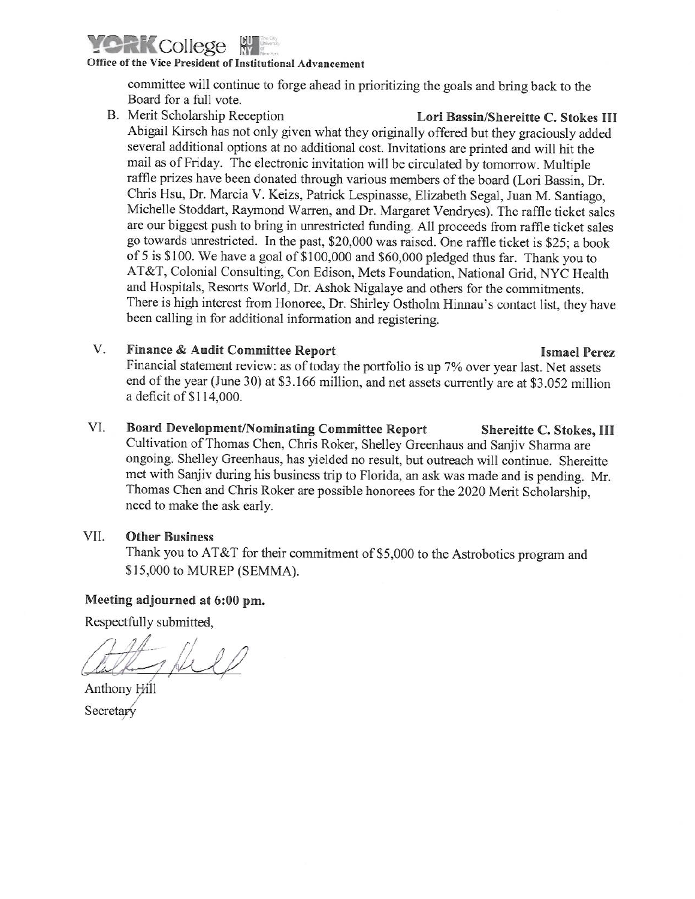committee will continue to forge ahead in prioritizing the goals and bring back to the Board for a full vote.

B. Merit Scholarship Reception **Lori Bassin/Shereitte C. Stokes III**

Abigail Kirsch has not only given what they originally offered but they graciously added several additional options at no additional cost. Invitations are printed and will hit the mail as of Friday. The electronic invitation will be circulated by tomorrow. Multiple raffle prizes have been donated through various members of the board (Lori Bassin, Dr. Chris Hsu, Dr. Marcia V. Keizs, Patrick Lespinasse, Elizabeth Segal, Juan M. Santiago, Michelle Stoddart, Raymond Warren, and Dr. Margaret Vendryes). The raffle ticket sales are our biggest push to bring in unrestricted funding. All proceeds from raffle ticket sales go towards unrestricted. In the past, $20,000 was raised. One raffle ticket is $25; a book of 5 is $100. We have a goal of $100,000 and $60,000 pledged thus far. Thank you to AT&T, Colonial Consulting, Con Edison, Mets Foundation, National Grid, NYC Health and Hospitals, Resorts World, Dr. Ashok Nigalaye and others for the commitments. There is high interest from Honoree, Dr. Shirley Ostholm Hinnau's contact list, they have been calling in for additional information and registering.

## V. Finance & Audit Committee Report **Ismael Perez**

Financial statement review: as of today the portfolio is up 7% over year last. Net assets end of the year (June 30) at $3.166 million, and net assets currently are at $3.052 million a deficit of $114,000.

## VI. Board Development/Nominating Committee Report **Shereitte C. Stokes, III**

Cultivation of Thomas Chen, Chris Roker, Shelley Greenhaus and Sanjiv Sharma are ongoing. Shelley Greenhaus, has yielded no result, but outreach will continue. Shereitte met with Sanjiv during his business trip to Florida, an ask was made and is pending. Mr. Thomas Chen and Chris Roker are possible honorees for the 2020 Merit Scholarship, need to make the ask early.

## VII. Other Business

Thank you to AT&T for their commitment of $5,000 to the Astrobotics program and $15,000 to MUREP (SEMMA).

**Meeting adjourned at 6:00 pm.**

Respectfully submitted,

Anthony Hill
Secretary